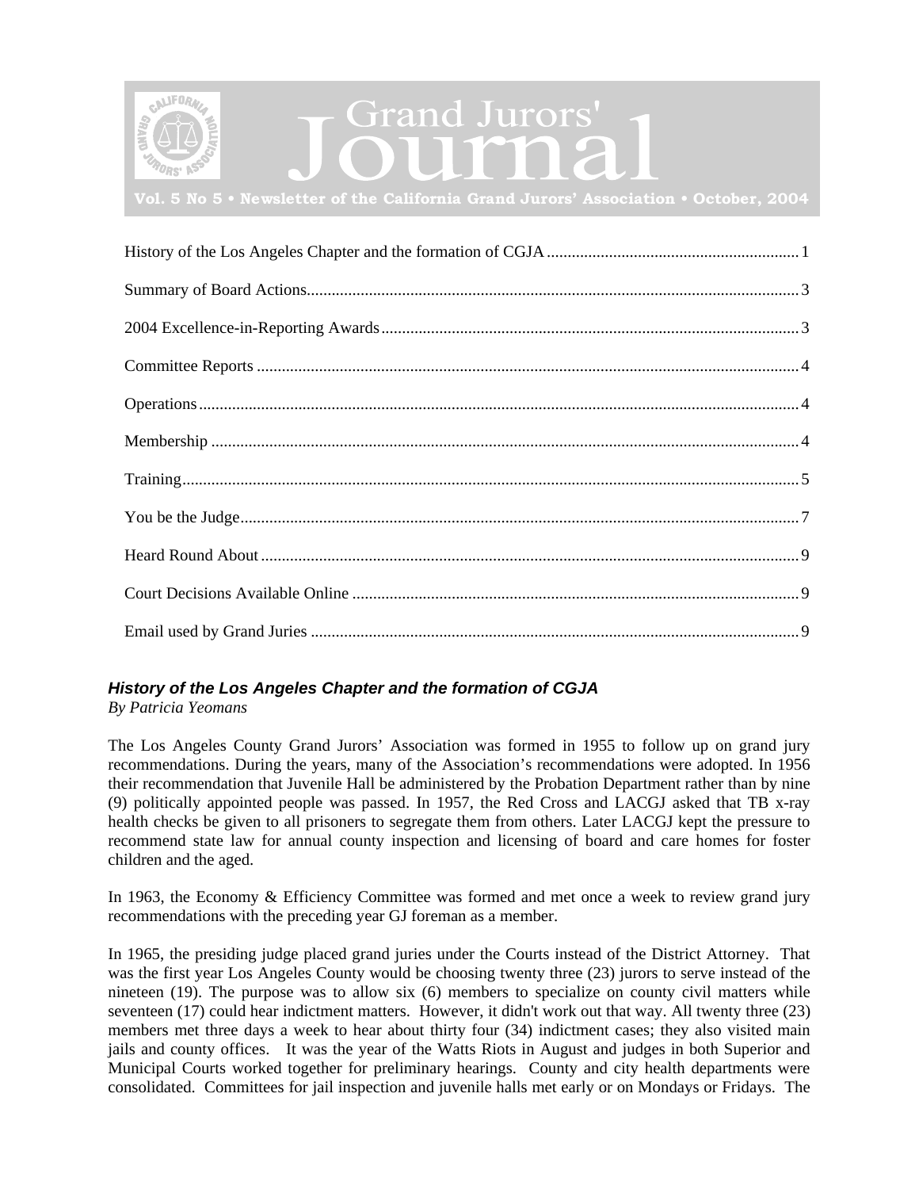# Grand Jurors' Journal

**Vol. 5 No 5 • Newsletter of the California Grand Jurors' Association • October, 2004**

History of the Los Angeles Chapter and the formation of CGJA ........ 1

Summary of Board Actions ........ 3

2004 Excellence-in-Reporting Awards ........ 3

Committee Reports ........ 4

Operations ........ 4

Membership ........ 4

Training ........ 5

You be the Judge ........ 7

Heard Round About ........ 9

Court Decisions Available Online ........ 9

Email used by Grand Juries ........ 9

## *History of the Los Angeles Chapter and the formation of CGJA*

*By Patricia Yeomans*

The Los Angeles County Grand Jurors' Association was formed in 1955 to follow up on grand jury recommendations. During the years, many of the Association's recommendations were adopted. In 1956 their recommendation that Juvenile Hall be administered by the Probation Department rather than by nine (9) politically appointed people was passed. In 1957, the Red Cross and LACGJ asked that TB x-ray health checks be given to all prisoners to segregate them from others. Later LACGJ kept the pressure to recommend state law for annual county inspection and licensing of board and care homes for foster children and the aged.

In 1963, the Economy & Efficiency Committee was formed and met once a week to review grand jury recommendations with the preceding year GJ foreman as a member.

In 1965, the presiding judge placed grand juries under the Courts instead of the District Attorney. That was the first year Los Angeles County would be choosing twenty three (23) jurors to serve instead of the nineteen (19). The purpose was to allow six (6) members to specialize on county civil matters while seventeen (17) could hear indictment matters. However, it didn't work out that way. All twenty three (23) members met three days a week to hear about thirty four (34) indictment cases; they also visited main jails and county offices. It was the year of the Watts Riots in August and judges in both Superior and Municipal Courts worked together for preliminary hearings. County and city health departments were consolidated. Committees for jail inspection and juvenile halls met early or on Mondays or Fridays. The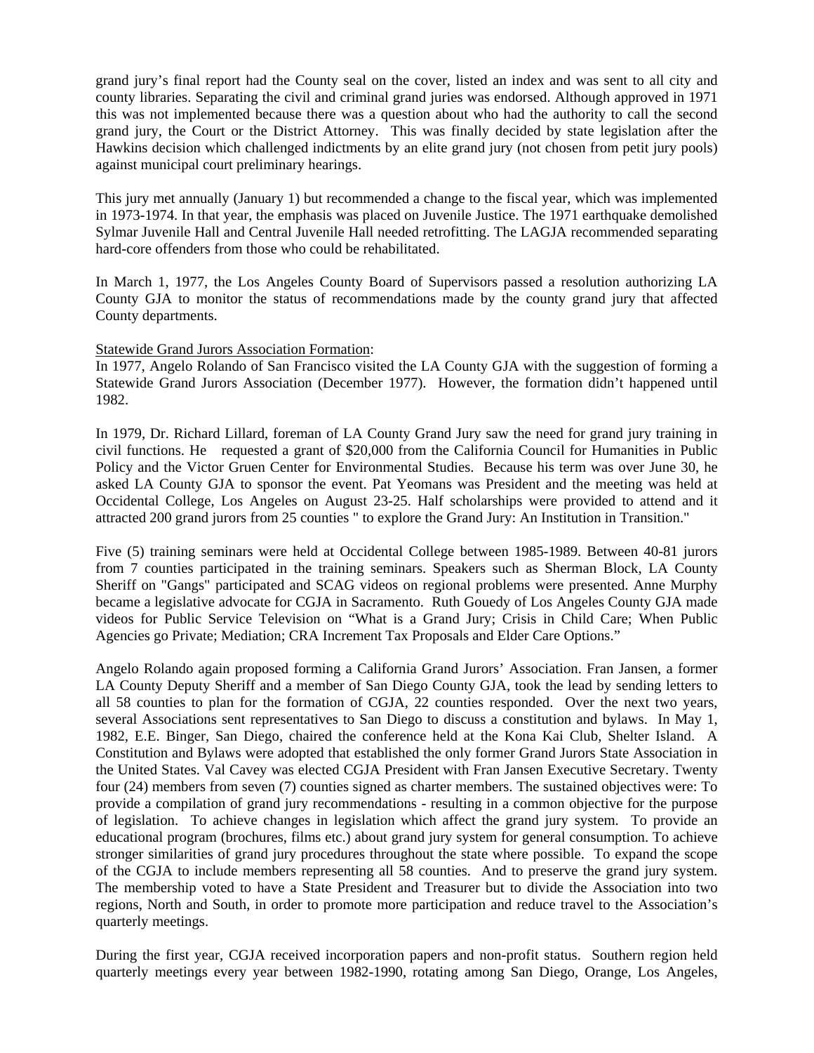grand jury's final report had the County seal on the cover, listed an index and was sent to all city and county libraries. Separating the civil and criminal grand juries was endorsed. Although approved in 1971 this was not implemented because there was a question about who had the authority to call the second grand jury, the Court or the District Attorney. This was finally decided by state legislation after the Hawkins decision which challenged indictments by an elite grand jury (not chosen from petit jury pools) against municipal court preliminary hearings.

This jury met annually (January 1) but recommended a change to the fiscal year, which was implemented in 1973-1974. In that year, the emphasis was placed on Juvenile Justice. The 1971 earthquake demolished Sylmar Juvenile Hall and Central Juvenile Hall needed retrofitting. The LAGJA recommended separating hard-core offenders from those who could be rehabilitated.

In March 1, 1977, the Los Angeles County Board of Supervisors passed a resolution authorizing LA County GJA to monitor the status of recommendations made by the county grand jury that affected County departments.

Statewide Grand Jurors Association Formation:

In 1977, Angelo Rolando of San Francisco visited the LA County GJA with the suggestion of forming a Statewide Grand Jurors Association (December 1977). However, the formation didn't happened until 1982.

In 1979, Dr. Richard Lillard, foreman of LA County Grand Jury saw the need for grand jury training in civil functions. He requested a grant of $20,000 from the California Council for Humanities in Public Policy and the Victor Gruen Center for Environmental Studies. Because his term was over June 30, he asked LA County GJA to sponsor the event. Pat Yeomans was President and the meeting was held at Occidental College, Los Angeles on August 23-25. Half scholarships were provided to attend and it attracted 200 grand jurors from 25 counties " to explore the Grand Jury: An Institution in Transition."

Five (5) training seminars were held at Occidental College between 1985-1989. Between 40-81 jurors from 7 counties participated in the training seminars. Speakers such as Sherman Block, LA County Sheriff on "Gangs" participated and SCAG videos on regional problems were presented. Anne Murphy became a legislative advocate for CGJA in Sacramento. Ruth Gouedy of Los Angeles County GJA made videos for Public Service Television on "What is a Grand Jury; Crisis in Child Care; When Public Agencies go Private; Mediation; CRA Increment Tax Proposals and Elder Care Options."

Angelo Rolando again proposed forming a California Grand Jurors' Association. Fran Jansen, a former LA County Deputy Sheriff and a member of San Diego County GJA, took the lead by sending letters to all 58 counties to plan for the formation of CGJA, 22 counties responded. Over the next two years, several Associations sent representatives to San Diego to discuss a constitution and bylaws. In May 1, 1982, E.E. Binger, San Diego, chaired the conference held at the Kona Kai Club, Shelter Island. A Constitution and Bylaws were adopted that established the only former Grand Jurors State Association in the United States. Val Cavey was elected CGJA President with Fran Jansen Executive Secretary. Twenty four (24) members from seven (7) counties signed as charter members. The sustained objectives were: To provide a compilation of grand jury recommendations - resulting in a common objective for the purpose of legislation. To achieve changes in legislation which affect the grand jury system. To provide an educational program (brochures, films etc.) about grand jury system for general consumption. To achieve stronger similarities of grand jury procedures throughout the state where possible. To expand the scope of the CGJA to include members representing all 58 counties. And to preserve the grand jury system. The membership voted to have a State President and Treasurer but to divide the Association into two regions, North and South, in order to promote more participation and reduce travel to the Association's quarterly meetings.

During the first year, CGJA received incorporation papers and non-profit status. Southern region held quarterly meetings every year between 1982-1990, rotating among San Diego, Orange, Los Angeles,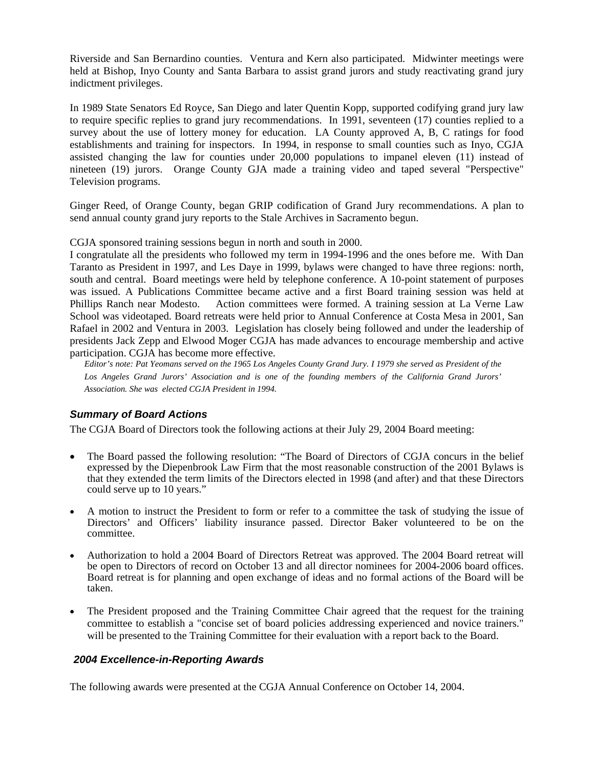Riverside and San Bernardino counties. Ventura and Kern also participated. Midwinter meetings were held at Bishop, Inyo County and Santa Barbara to assist grand jurors and study reactivating grand jury indictment privileges.

In 1989 State Senators Ed Royce, San Diego and later Quentin Kopp, supported codifying grand jury law to require specific replies to grand jury recommendations. In 1991, seventeen (17) counties replied to a survey about the use of lottery money for education. LA County approved A, B, C ratings for food establishments and training for inspectors. In 1994, in response to small counties such as Inyo, CGJA assisted changing the law for counties under 20,000 populations to impanel eleven (11) instead of nineteen (19) jurors. Orange County GJA made a training video and taped several "Perspective" Television programs.

Ginger Reed, of Orange County, began GRIP codification of Grand Jury recommendations. A plan to send annual county grand jury reports to the Stale Archives in Sacramento begun.

CGJA sponsored training sessions begun in north and south in 2000.
I congratulate all the presidents who followed my term in 1994-1996 and the ones before me. With Dan Taranto as President in 1997, and Les Daye in 1999, bylaws were changed to have three regions: north, south and central. Board meetings were held by telephone conference. A 10-point statement of purposes was issued. A Publications Committee became active and a first Board training session was held at Phillips Ranch near Modesto. Action committees were formed. A training session at La Verne Law School was videotaped. Board retreats were held prior to Annual Conference at Costa Mesa in 2001, San Rafael in 2002 and Ventura in 2003. Legislation has closely being followed and under the leadership of presidents Jack Zepp and Elwood Moger CGJA has made advances to encourage membership and active participation. CGJA has become more effective.

*Editor's note: Pat Yeomans served on the 1965 Los Angeles County Grand Jury. I 1979 she served as President of the Los Angeles Grand Jurors' Association and is one of the founding members of the California Grand Jurors' Association. She was elected CGJA President in 1994.*

### *Summary of Board Actions*

The CGJA Board of Directors took the following actions at their July 29, 2004 Board meeting:

- The Board passed the following resolution: "The Board of Directors of CGJA concurs in the belief expressed by the Diepenbrook Law Firm that the most reasonable construction of the 2001 Bylaws is that they extended the term limits of the Directors elected in 1998 (and after) and that these Directors could serve up to 10 years."

- A motion to instruct the President to form or refer to a committee the task of studying the issue of Directors' and Officers' liability insurance passed. Director Baker volunteered to be on the committee.

- Authorization to hold a 2004 Board of Directors Retreat was approved. The 2004 Board retreat will be open to Directors of record on October 13 and all director nominees for 2004-2006 board offices. Board retreat is for planning and open exchange of ideas and no formal actions of the Board will be taken.

- The President proposed and the Training Committee Chair agreed that the request for the training committee to establish a "concise set of board policies addressing experienced and novice trainers." will be presented to the Training Committee for their evaluation with a report back to the Board.

### *2004 Excellence-in-Reporting Awards*

The following awards were presented at the CGJA Annual Conference on October 14, 2004.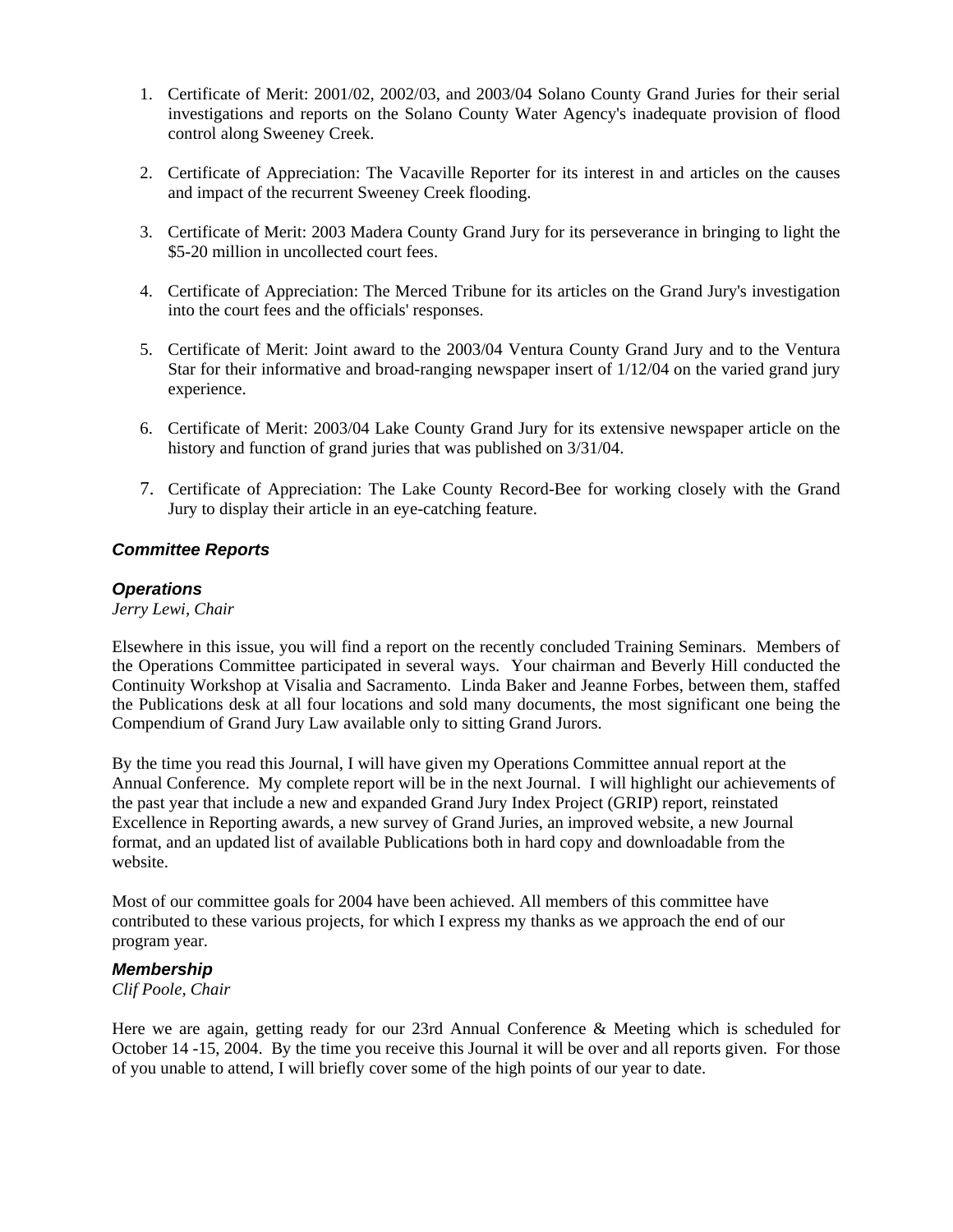1. Certificate of Merit: 2001/02, 2002/03, and 2003/04 Solano County Grand Juries for their serial investigations and reports on the Solano County Water Agency's inadequate provision of flood control along Sweeney Creek.

2. Certificate of Appreciation: The Vacaville Reporter for its interest in and articles on the causes and impact of the recurrent Sweeney Creek flooding.

3. Certificate of Merit: 2003 Madera County Grand Jury for its perseverance in bringing to light the $5-20 million in uncollected court fees.

4. Certificate of Appreciation: The Merced Tribune for its articles on the Grand Jury's investigation into the court fees and the officials' responses.

5. Certificate of Merit: Joint award to the 2003/04 Ventura County Grand Jury and to the Ventura Star for their informative and broad-ranging newspaper insert of 1/12/04 on the varied grand jury experience.

6. Certificate of Merit: 2003/04 Lake County Grand Jury for its extensive newspaper article on the history and function of grand juries that was published on 3/31/04.

7. Certificate of Appreciation: The Lake County Record-Bee for working closely with the Grand Jury to display their article in an eye-catching feature.

## *Committee Reports*

### *Operations*

*Jerry Lewi, Chair*

Elsewhere in this issue, you will find a report on the recently concluded Training Seminars. Members of the Operations Committee participated in several ways. Your chairman and Beverly Hill conducted the Continuity Workshop at Visalia and Sacramento. Linda Baker and Jeanne Forbes, between them, staffed the Publications desk at all four locations and sold many documents, the most significant one being the Compendium of Grand Jury Law available only to sitting Grand Jurors.

By the time you read this Journal, I will have given my Operations Committee annual report at the Annual Conference. My complete report will be in the next Journal. I will highlight our achievements of the past year that include a new and expanded Grand Jury Index Project (GRIP) report, reinstated Excellence in Reporting awards, a new survey of Grand Juries, an improved website, a new Journal format, and an updated list of available Publications both in hard copy and downloadable from the website.

Most of our committee goals for 2004 have been achieved. All members of this committee have contributed to these various projects, for which I express my thanks as we approach the end of our program year.

### *Membership*

*Clif Poole, Chair*

Here we are again, getting ready for our 23rd Annual Conference & Meeting which is scheduled for October 14 -15, 2004. By the time you receive this Journal it will be over and all reports given. For those of you unable to attend, I will briefly cover some of the high points of our year to date.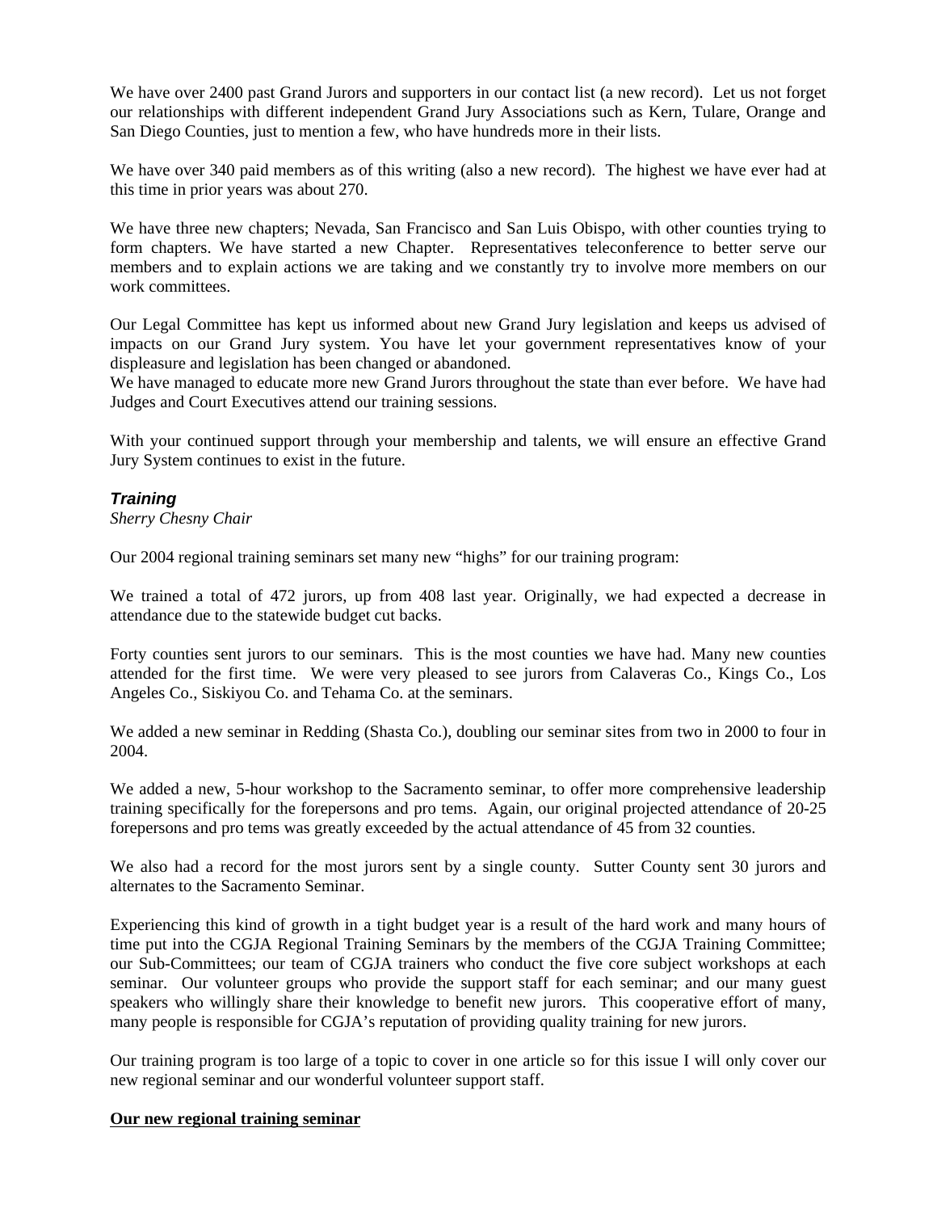We have over 2400 past Grand Jurors and supporters in our contact list (a new record). Let us not forget our relationships with different independent Grand Jury Associations such as Kern, Tulare, Orange and San Diego Counties, just to mention a few, who have hundreds more in their lists.

We have over 340 paid members as of this writing (also a new record). The highest we have ever had at this time in prior years was about 270.

We have three new chapters; Nevada, San Francisco and San Luis Obispo, with other counties trying to form chapters. We have started a new Chapter. Representatives teleconference to better serve our members and to explain actions we are taking and we constantly try to involve more members on our work committees.

Our Legal Committee has kept us informed about new Grand Jury legislation and keeps us advised of impacts on our Grand Jury system. You have let your government representatives know of your displeasure and legislation has been changed or abandoned.
We have managed to educate more new Grand Jurors throughout the state than ever before. We have had Judges and Court Executives attend our training sessions.

With your continued support through your membership and talents, we will ensure an effective Grand Jury System continues to exist in the future.

### *Training*

*Sherry Chesny Chair*

Our 2004 regional training seminars set many new "highs" for our training program:

We trained a total of 472 jurors, up from 408 last year. Originally, we had expected a decrease in attendance due to the statewide budget cut backs.

Forty counties sent jurors to our seminars. This is the most counties we have had. Many new counties attended for the first time. We were very pleased to see jurors from Calaveras Co., Kings Co., Los Angeles Co., Siskiyou Co. and Tehama Co. at the seminars.

We added a new seminar in Redding (Shasta Co.), doubling our seminar sites from two in 2000 to four in 2004.

We added a new, 5-hour workshop to the Sacramento seminar, to offer more comprehensive leadership training specifically for the forepersons and pro tems. Again, our original projected attendance of 20-25 forepersons and pro tems was greatly exceeded by the actual attendance of 45 from 32 counties.

We also had a record for the most jurors sent by a single county. Sutter County sent 30 jurors and alternates to the Sacramento Seminar.

Experiencing this kind of growth in a tight budget year is a result of the hard work and many hours of time put into the CGJA Regional Training Seminars by the members of the CGJA Training Committee; our Sub-Committees; our team of CGJA trainers who conduct the five core subject workshops at each seminar. Our volunteer groups who provide the support staff for each seminar; and our many guest speakers who willingly share their knowledge to benefit new jurors. This cooperative effort of many, many people is responsible for CGJA's reputation of providing quality training for new jurors.

Our training program is too large of a topic to cover in one article so for this issue I will only cover our new regional seminar and our wonderful volunteer support staff.

**Our new regional training seminar**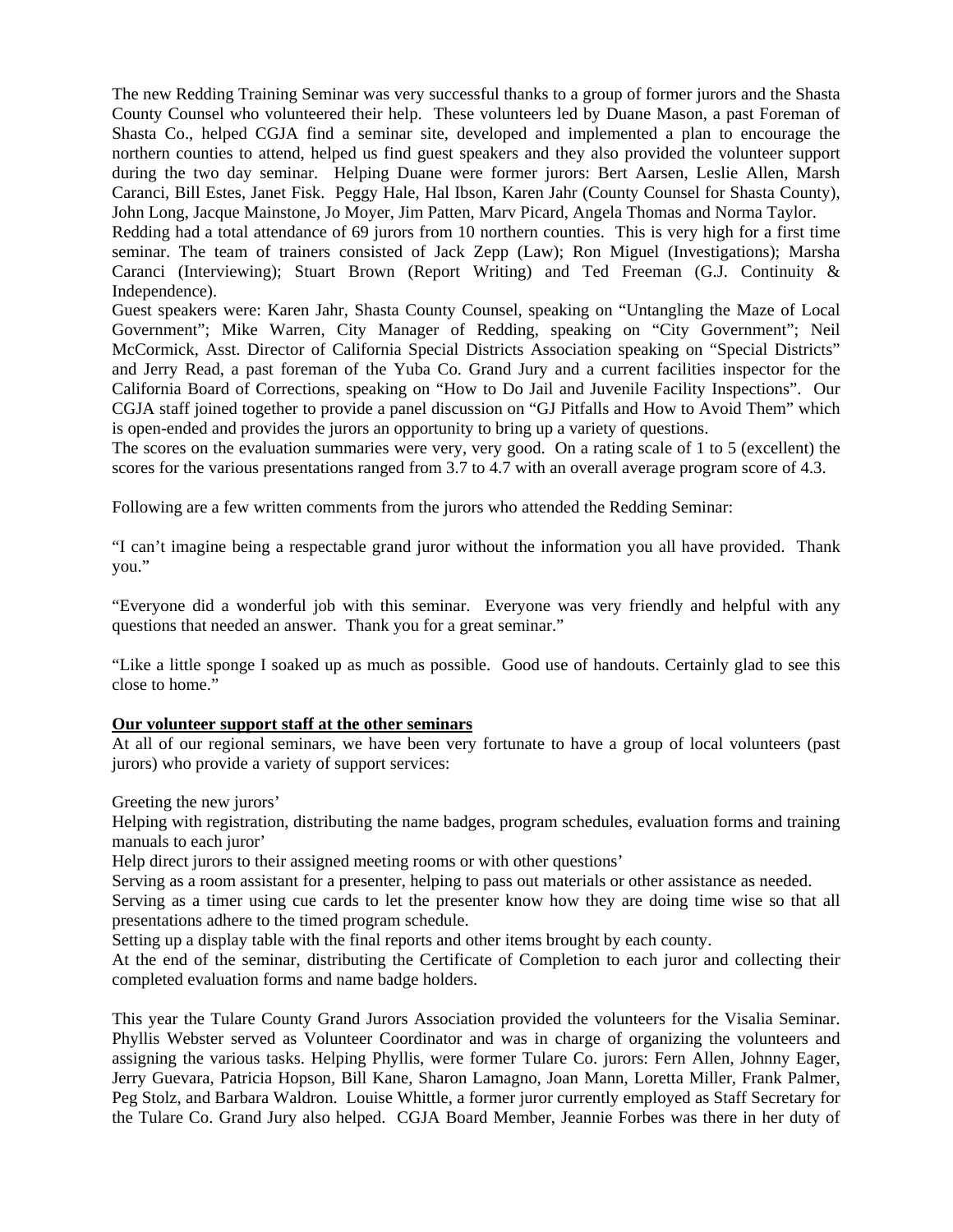The new Redding Training Seminar was very successful thanks to a group of former jurors and the Shasta County Counsel who volunteered their help. These volunteers led by Duane Mason, a past Foreman of Shasta Co., helped CGJA find a seminar site, developed and implemented a plan to encourage the northern counties to attend, helped us find guest speakers and they also provided the volunteer support during the two day seminar. Helping Duane were former jurors: Bert Aarsen, Leslie Allen, Marsh Caranci, Bill Estes, Janet Fisk. Peggy Hale, Hal Ibson, Karen Jahr (County Counsel for Shasta County), John Long, Jacque Mainstone, Jo Moyer, Jim Patten, Marv Picard, Angela Thomas and Norma Taylor.

Redding had a total attendance of 69 jurors from 10 northern counties. This is very high for a first time seminar. The team of trainers consisted of Jack Zepp (Law); Ron Miguel (Investigations); Marsha Caranci (Interviewing); Stuart Brown (Report Writing) and Ted Freeman (G.J. Continuity & Independence).

Guest speakers were: Karen Jahr, Shasta County Counsel, speaking on "Untangling the Maze of Local Government"; Mike Warren, City Manager of Redding, speaking on "City Government"; Neil McCormick, Asst. Director of California Special Districts Association speaking on "Special Districts" and Jerry Read, a past foreman of the Yuba Co. Grand Jury and a current facilities inspector for the California Board of Corrections, speaking on "How to Do Jail and Juvenile Facility Inspections". Our CGJA staff joined together to provide a panel discussion on "GJ Pitfalls and How to Avoid Them" which is open-ended and provides the jurors an opportunity to bring up a variety of questions.

The scores on the evaluation summaries were very, very good. On a rating scale of 1 to 5 (excellent) the scores for the various presentations ranged from 3.7 to 4.7 with an overall average program score of 4.3.

Following are a few written comments from the jurors who attended the Redding Seminar:

"I can't imagine being a respectable grand juror without the information you all have provided. Thank you."

"Everyone did a wonderful job with this seminar. Everyone was very friendly and helpful with any questions that needed an answer. Thank you for a great seminar."

"Like a little sponge I soaked up as much as possible. Good use of handouts. Certainly glad to see this close to home."

**Our volunteer support staff at the other seminars**

At all of our regional seminars, we have been very fortunate to have a group of local volunteers (past jurors) who provide a variety of support services:

Greeting the new jurors'

Helping with registration, distributing the name badges, program schedules, evaluation forms and training manuals to each juror'

Help direct jurors to their assigned meeting rooms or with other questions'

Serving as a room assistant for a presenter, helping to pass out materials or other assistance as needed.

Serving as a timer using cue cards to let the presenter know how they are doing time wise so that all presentations adhere to the timed program schedule.

Setting up a display table with the final reports and other items brought by each county.

At the end of the seminar, distributing the Certificate of Completion to each juror and collecting their completed evaluation forms and name badge holders.

This year the Tulare County Grand Jurors Association provided the volunteers for the Visalia Seminar. Phyllis Webster served as Volunteer Coordinator and was in charge of organizing the volunteers and assigning the various tasks. Helping Phyllis, were former Tulare Co. jurors: Fern Allen, Johnny Eager, Jerry Guevara, Patricia Hopson, Bill Kane, Sharon Lamagno, Joan Mann, Loretta Miller, Frank Palmer, Peg Stolz, and Barbara Waldron. Louise Whittle, a former juror currently employed as Staff Secretary for the Tulare Co. Grand Jury also helped. CGJA Board Member, Jeannie Forbes was there in her duty of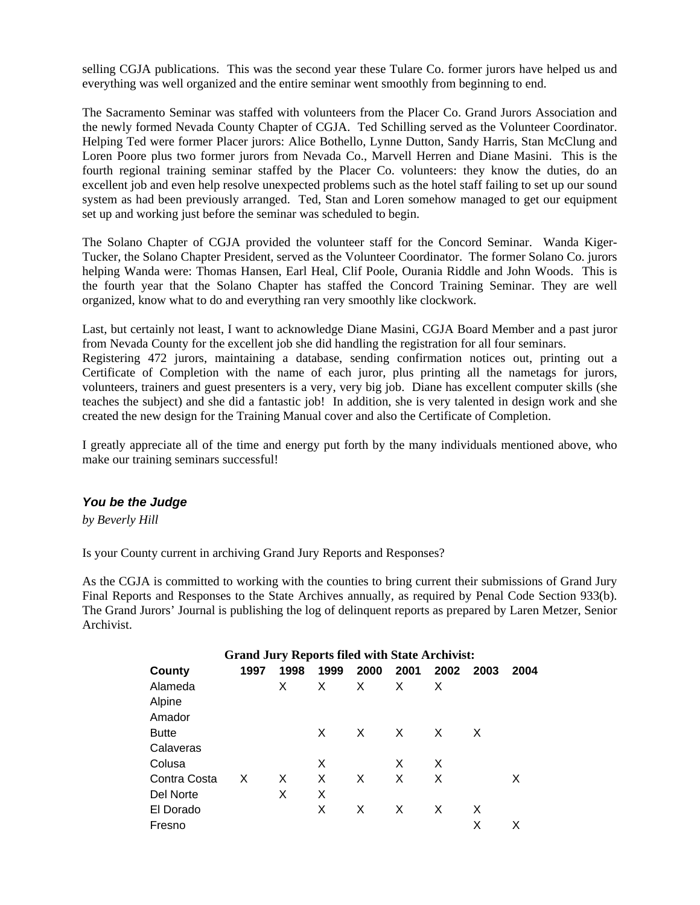selling CGJA publications. This was the second year these Tulare Co. former jurors have helped us and everything was well organized and the entire seminar went smoothly from beginning to end.

The Sacramento Seminar was staffed with volunteers from the Placer Co. Grand Jurors Association and the newly formed Nevada County Chapter of CGJA. Ted Schilling served as the Volunteer Coordinator. Helping Ted were former Placer jurors: Alice Bothello, Lynne Dutton, Sandy Harris, Stan McClung and Loren Poore plus two former jurors from Nevada Co., Marvell Herren and Diane Masini. This is the fourth regional training seminar staffed by the Placer Co. volunteers: they know the duties, do an excellent job and even help resolve unexpected problems such as the hotel staff failing to set up our sound system as had been previously arranged. Ted, Stan and Loren somehow managed to get our equipment set up and working just before the seminar was scheduled to begin.

The Solano Chapter of CGJA provided the volunteer staff for the Concord Seminar. Wanda Kiger-Tucker, the Solano Chapter President, served as the Volunteer Coordinator. The former Solano Co. jurors helping Wanda were: Thomas Hansen, Earl Heal, Clif Poole, Ourania Riddle and John Woods. This is the fourth year that the Solano Chapter has staffed the Concord Training Seminar. They are well organized, know what to do and everything ran very smoothly like clockwork.

Last, but certainly not least, I want to acknowledge Diane Masini, CGJA Board Member and a past juror from Nevada County for the excellent job she did handling the registration for all four seminars.
Registering 472 jurors, maintaining a database, sending confirmation notices out, printing out a Certificate of Completion with the name of each juror, plus printing all the nametags for jurors, volunteers, trainers and guest presenters is a very, very big job. Diane has excellent computer skills (she teaches the subject) and she did a fantastic job! In addition, she is very talented in design work and she created the new design for the Training Manual cover and also the Certificate of Completion.

I greatly appreciate all of the time and energy put forth by the many individuals mentioned above, who make our training seminars successful!

### ***You be the Judge***

*by Beverly Hill*

Is your County current in archiving Grand Jury Reports and Responses?

As the CGJA is committed to working with the counties to bring current their submissions of Grand Jury Final Reports and Responses to the State Archives annually, as required by Penal Code Section 933(b). The Grand Jurors' Journal is publishing the log of delinquent reports as prepared by Laren Metzer, Senior Archivist.

**Grand Jury Reports filed with State Archivist:**

| County | 1997 | 1998 | 1999 | 2000 | 2001 | 2002 | 2003 | 2004 |
|---|---|---|---|---|---|---|---|---|
| Alameda | | X | X | X | X | X | | |
| Alpine | | | | | | | | |
| Amador | | | | | | | | |
| Butte | | | X | X | X | X | X | |
| Calaveras | | | | | | | | |
| Colusa | | | X | | X | X | | |
| Contra Costa | X | X | X | X | X | X | | X |
| Del Norte | | X | X | | | | | |
| El Dorado | | | X | X | X | X | X | |
| Fresno | | | | | | | X | X |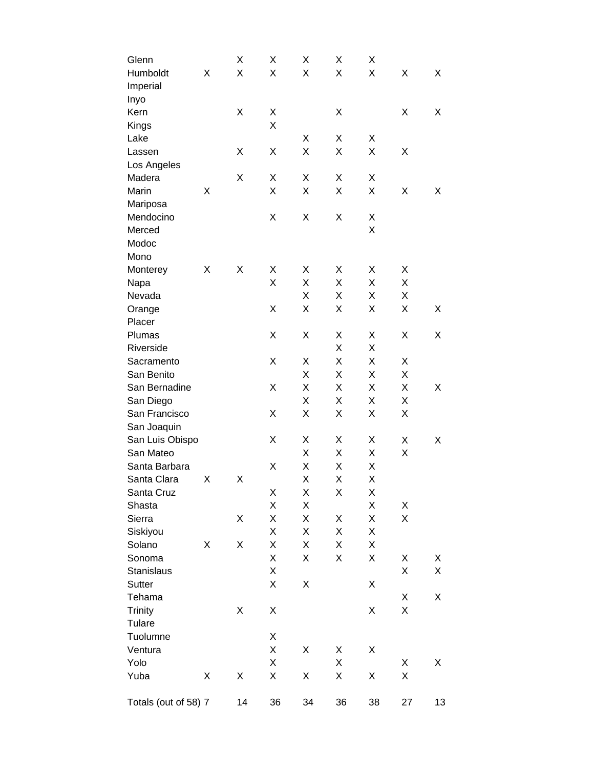| | | | | | | | | |
|---|---|---|---|---|---|---|---|---|
| Glenn | | X | X | X | X | X | | |
| Humboldt | X | X | X | X | X | X | X | X |
| Imperial | | | | | | | | |
| Inyo | | | | | | | | |
| Kern | | X | X | | X | | X | X |
| Kings | | | X | | | | | |
| Lake | | | | X | X | X | | |
| Lassen | | X | X | X | X | X | X | |
| Los Angeles | | | | | | | | |
| Madera | | X | X | X | X | X | | |
| Marin | X | | X | X | X | X | X | X |
| Mariposa | | | | | | | | |
| Mendocino | | | X | X | X | X | | |
| Merced | | | | | | X | | |
| Modoc | | | | | | | | |
| Mono | | | | | | | | |
| Monterey | X | X | X | X | X | X | X | |
| Napa | | | X | X | X | X | X | |
| Nevada | | | | X | X | X | X | |
| Orange | | | X | X | X | X | X | X |
| Placer | | | | | | | | |
| Plumas | | | X | X | X | X | X | X |
| Riverside | | | | | X | X | | |
| Sacramento | | | X | X | X | X | X | |
| San Benito | | | | X | X | X | X | |
| San Bernadine | | | X | X | X | X | X | X |
| San Diego | | | | X | X | X | X | |
| San Francisco | | | X | X | X | X | X | |
| San Joaquin | | | | | | | | |
| San Luis Obispo | | | X | X | X | X | X | X |
| San Mateo | | | | X | X | X | X | |
| Santa Barbara | | | X | X | X | X | | |
| Santa Clara | X | X | | X | X | X | | |
| Santa Cruz | | | X | X | X | X | | |
| Shasta | | | X | X | | X | X | |
| Sierra | | X | X | X | X | X | X | |
| Siskiyou | | | X | X | X | X | | |
| Solano | X | X | X | X | X | X | | |
| Sonoma | | | X | X | X | X | X | X |
| Stanislaus | | | X | | | | X | X |
| Sutter | | | X | X | | X | | |
| Tehama | | | | | | | X | X |
| Trinity | | X | X | | | X | X | |
| Tulare | | | | | | | | |
| Tuolumne | | | X | | | | | |
| Ventura | | | X | X | X | X | | |
| Yolo | | | X | | X | | X | X |
| Yuba | X | X | X | X | X | X | X | |
| Totals (out of 58) | 7 | 14 | 36 | 34 | 36 | 38 | 27 | 13 |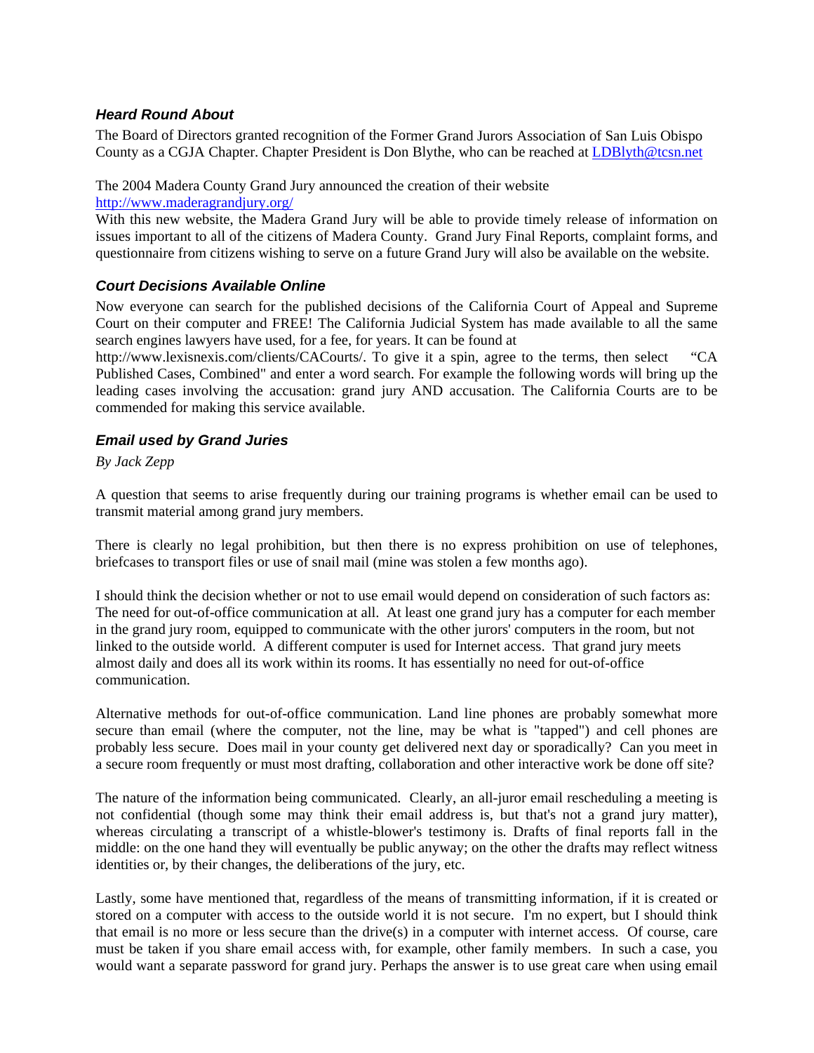### *Heard Round About*

The Board of Directors granted recognition of the Former Grand Jurors Association of San Luis Obispo County as a CGJA Chapter. Chapter President is Don Blythe, who can be reached at LDBlyth@tcsn.net

The 2004 Madera County Grand Jury announced the creation of their website http://www.maderagrandjury.org/

With this new website, the Madera Grand Jury will be able to provide timely release of information on issues important to all of the citizens of Madera County. Grand Jury Final Reports, complaint forms, and questionnaire from citizens wishing to serve on a future Grand Jury will also be available on the website.

### *Court Decisions Available Online*

Now everyone can search for the published decisions of the California Court of Appeal and Supreme Court on their computer and FREE! The California Judicial System has made available to all the same search engines lawyers have used, for a fee, for years. It can be found at http://www.lexisnexis.com/clients/CACourts/. To give it a spin, agree to the terms, then select "CA Published Cases, Combined" and enter a word search. For example the following words will bring up the leading cases involving the accusation: grand jury AND accusation. The California Courts are to be commended for making this service available.

### *Email used by Grand Juries*

*By Jack Zepp*

A question that seems to arise frequently during our training programs is whether email can be used to transmit material among grand jury members.

There is clearly no legal prohibition, but then there is no express prohibition on use of telephones, briefcases to transport files or use of snail mail (mine was stolen a few months ago).

I should think the decision whether or not to use email would depend on consideration of such factors as: The need for out-of-office communication at all. At least one grand jury has a computer for each member in the grand jury room, equipped to communicate with the other jurors' computers in the room, but not linked to the outside world. A different computer is used for Internet access. That grand jury meets almost daily and does all its work within its rooms. It has essentially no need for out-of-office communication.

Alternative methods for out-of-office communication. Land line phones are probably somewhat more secure than email (where the computer, not the line, may be what is "tapped") and cell phones are probably less secure. Does mail in your county get delivered next day or sporadically? Can you meet in a secure room frequently or must most drafting, collaboration and other interactive work be done off site?

The nature of the information being communicated. Clearly, an all-juror email rescheduling a meeting is not confidential (though some may think their email address is, but that's not a grand jury matter), whereas circulating a transcript of a whistle-blower's testimony is. Drafts of final reports fall in the middle: on the one hand they will eventually be public anyway; on the other the drafts may reflect witness identities or, by their changes, the deliberations of the jury, etc.

Lastly, some have mentioned that, regardless of the means of transmitting information, if it is created or stored on a computer with access to the outside world it is not secure. I'm no expert, but I should think that email is no more or less secure than the drive(s) in a computer with internet access. Of course, care must be taken if you share email access with, for example, other family members. In such a case, you would want a separate password for grand jury. Perhaps the answer is to use great care when using email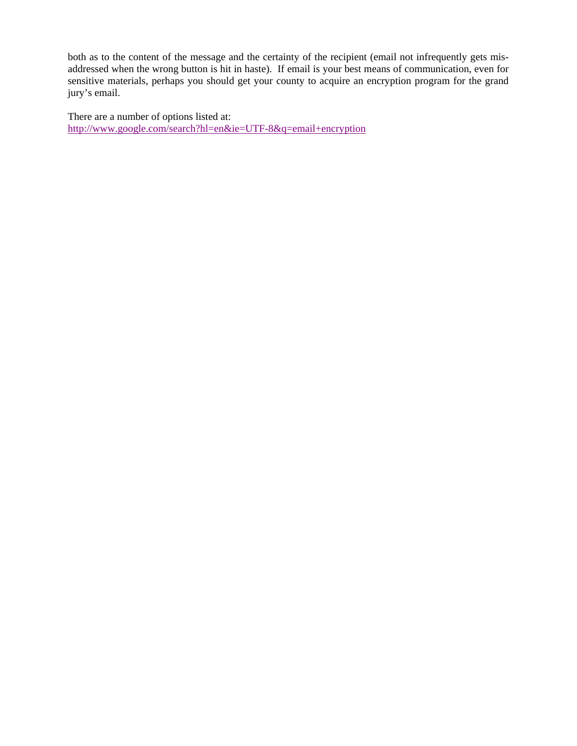both as to the content of the message and the certainty of the recipient (email not infrequently gets mis-addressed when the wrong button is hit in haste). If email is your best means of communication, even for sensitive materials, perhaps you should get your county to acquire an encryption program for the grand jury's email.

There are a number of options listed at:
http://www.google.com/search?hl=en&ie=UTF-8&q=email+encryption